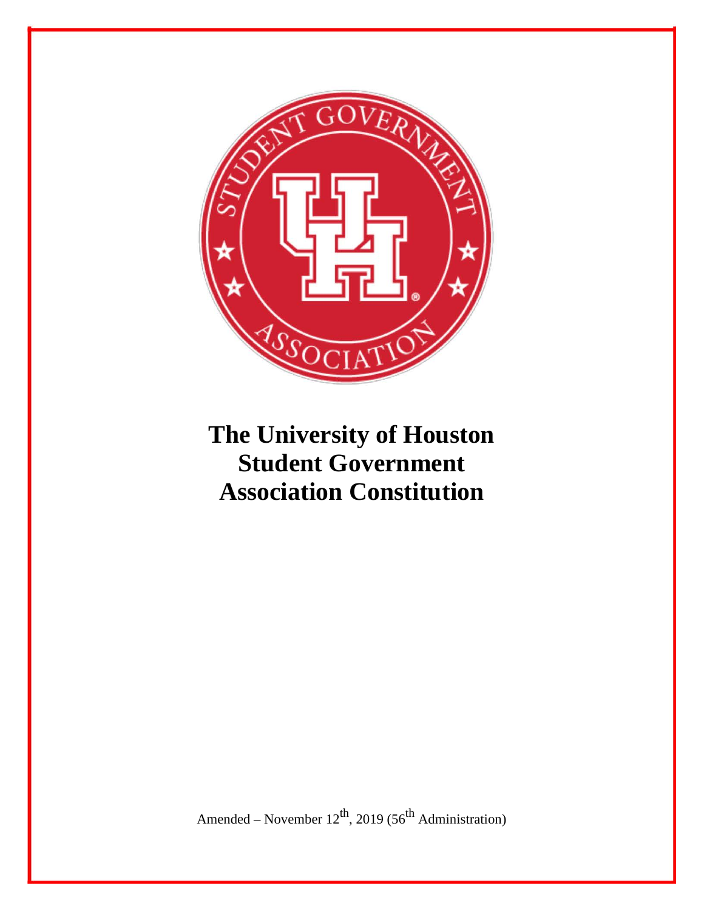# The University of Houston Student Government Association Constitution

Amended – November 12th, 2019 (56th Administration)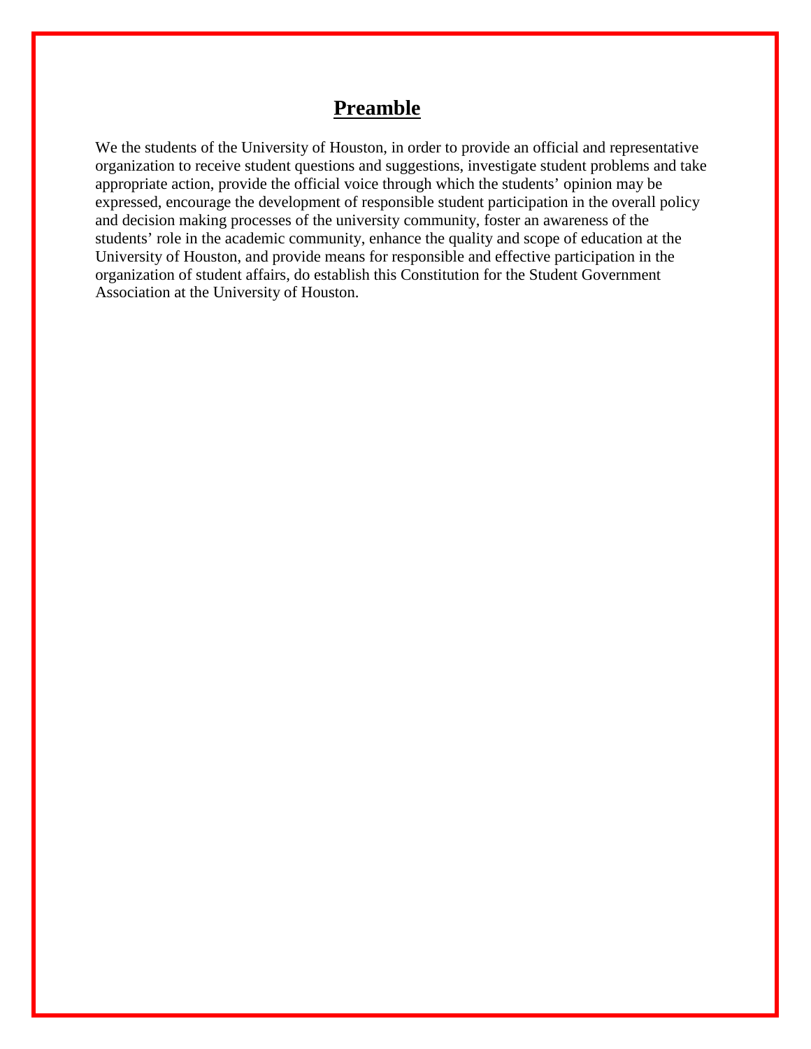# **Preamble**

We the students of the University of Houston, in order to provide an official and representative organization to receive student questions and suggestions, investigate student problems and take appropriate action, provide the official voice through which the students' opinion may be expressed, encourage the development of responsible student participation in the overall policy and decision making processes of the university community, foster an awareness of the students' role in the academic community, enhance the quality and scope of education at the University of Houston, and provide means for responsible and effective participation in the organization of student affairs, do establish this Constitution for the Student Government Association at the University of Houston.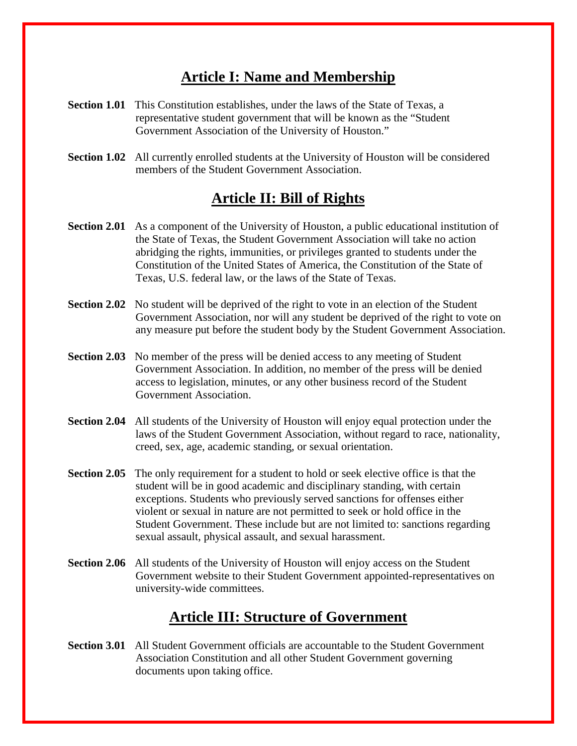## Article I: Name and Membership

**Section 1.01** This Constitution establishes, under the laws of the State of Texas, a representative student government that will be known as the "Student Government Association of the University of Houston."

**Section 1.02** All currently enrolled students at the University of Houston will be considered members of the Student Government Association.

## Article II: Bill of Rights

**Section 2.01** As a component of the University of Houston, a public educational institution of the State of Texas, the Student Government Association will take no action abridging the rights, immunities, or privileges granted to students under the Constitution of the United States of America, the Constitution of the State of Texas, U.S. federal law, or the laws of the State of Texas.

**Section 2.02** No student will be deprived of the right to vote in an election of the Student Government Association, nor will any student be deprived of the right to vote on any measure put before the student body by the Student Government Association.

**Section 2.03** No member of the press will be denied access to any meeting of Student Government Association. In addition, no member of the press will be denied access to legislation, minutes, or any other business record of the Student Government Association.

**Section 2.04** All students of the University of Houston will enjoy equal protection under the laws of the Student Government Association, without regard to race, nationality, creed, sex, age, academic standing, or sexual orientation.

**Section 2.05** The only requirement for a student to hold or seek elective office is that the student will be in good academic and disciplinary standing, with certain exceptions. Students who previously served sanctions for offenses either violent or sexual in nature are not permitted to seek or hold office in the Student Government. These include but are not limited to: sanctions regarding sexual assault, physical assault, and sexual harassment.

**Section 2.06** All students of the University of Houston will enjoy access on the Student Government website to their Student Government appointed-representatives on university-wide committees.

## Article III: Structure of Government

**Section 3.01** All Student Government officials are accountable to the Student Government Association Constitution and all other Student Government governing documents upon taking office.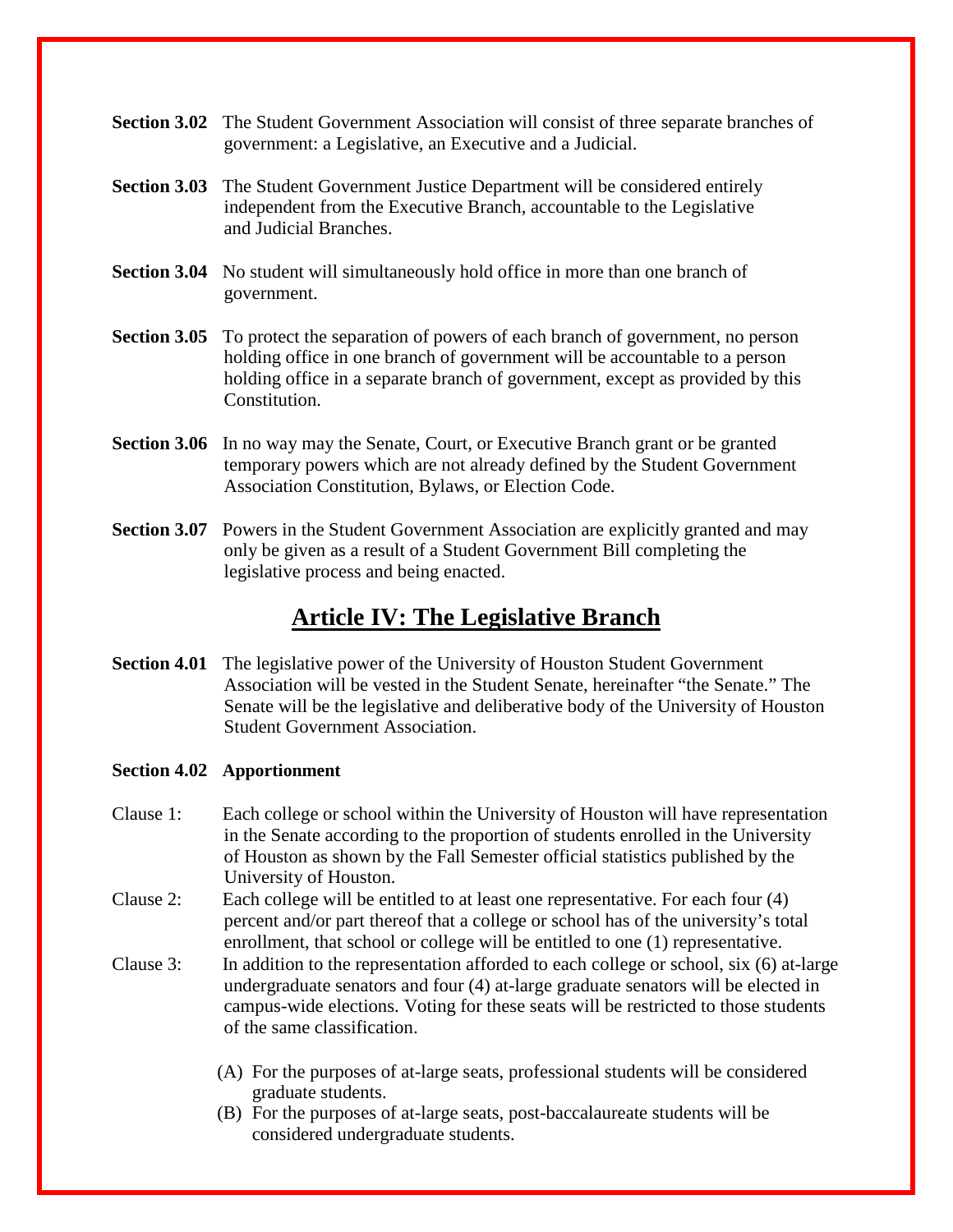**Section 3.02** The Student Government Association will consist of three separate branches of government: a Legislative, an Executive and a Judicial.

**Section 3.03** The Student Government Justice Department will be considered entirely independent from the Executive Branch, accountable to the Legislative and Judicial Branches.

**Section 3.04** No student will simultaneously hold office in more than one branch of government.

**Section 3.05** To protect the separation of powers of each branch of government, no person holding office in one branch of government will be accountable to a person holding office in a separate branch of government, except as provided by this Constitution.

**Section 3.06** In no way may the Senate, Court, or Executive Branch grant or be granted temporary powers which are not already defined by the Student Government Association Constitution, Bylaws, or Election Code.

**Section 3.07** Powers in the Student Government Association are explicitly granted and may only be given as a result of a Student Government Bill completing the legislative process and being enacted.

## Article IV: The Legislative Branch

**Section 4.01** The legislative power of the University of Houston Student Government Association will be vested in the Student Senate, hereinafter "the Senate." The Senate will be the legislative and deliberative body of the University of Houston Student Government Association.

**Section 4.02 Apportionment**

Clause 1: Each college or school within the University of Houston will have representation in the Senate according to the proportion of students enrolled in the University of Houston as shown by the Fall Semester official statistics published by the University of Houston.

Clause 2: Each college will be entitled to at least one representative. For each four (4) percent and/or part thereof that a college or school has of the university's total enrollment, that school or college will be entitled to one (1) representative.

Clause 3: In addition to the representation afforded to each college or school, six (6) at-large undergraduate senators and four (4) at-large graduate senators will be elected in campus-wide elections. Voting for these seats will be restricted to those students of the same classification.

(A) For the purposes of at-large seats, professional students will be considered graduate students.

(B) For the purposes of at-large seats, post-baccalaureate students will be considered undergraduate students.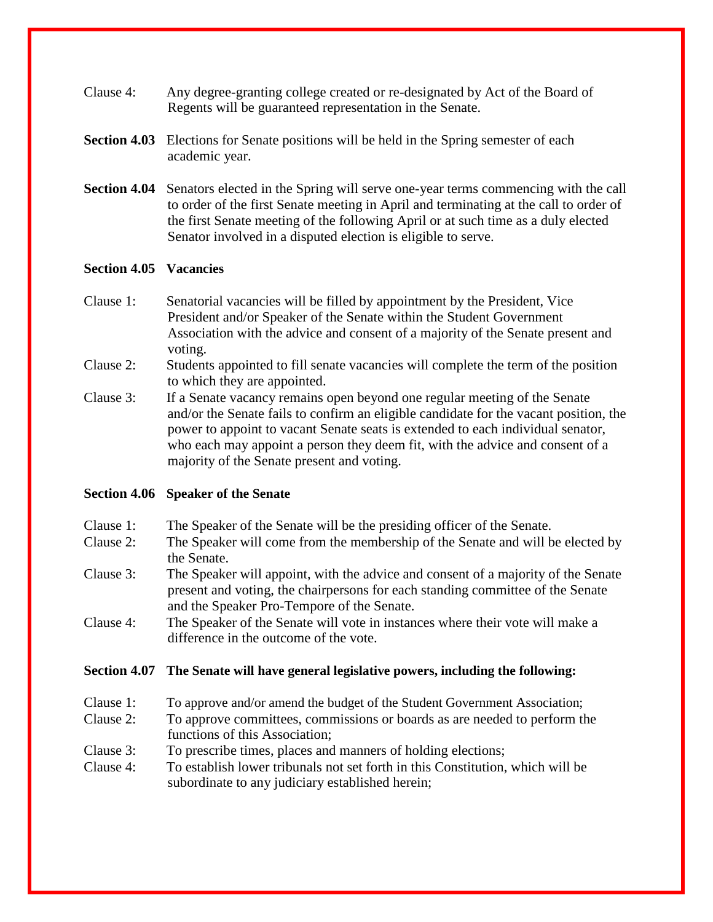Clause 4: Any degree-granting college created or re-designated by Act of the Board of Regents will be guaranteed representation in the Senate.

**Section 4.03** Elections for Senate positions will be held in the Spring semester of each academic year.

**Section 4.04** Senators elected in the Spring will serve one-year terms commencing with the call to order of the first Senate meeting in April and terminating at the call to order of the first Senate meeting of the following April or at such time as a duly elected Senator involved in a disputed election is eligible to serve.

**Section 4.05 Vacancies**

Clause 1: Senatorial vacancies will be filled by appointment by the President, Vice President and/or Speaker of the Senate within the Student Government Association with the advice and consent of a majority of the Senate present and voting.

Clause 2: Students appointed to fill senate vacancies will complete the term of the position to which they are appointed.

Clause 3: If a Senate vacancy remains open beyond one regular meeting of the Senate and/or the Senate fails to confirm an eligible candidate for the vacant position, the power to appoint to vacant Senate seats is extended to each individual senator, who each may appoint a person they deem fit, with the advice and consent of a majority of the Senate present and voting.

**Section 4.06 Speaker of the Senate**

Clause 1: The Speaker of the Senate will be the presiding officer of the Senate.

Clause 2: The Speaker will come from the membership of the Senate and will be elected by the Senate.

Clause 3: The Speaker will appoint, with the advice and consent of a majority of the Senate present and voting, the chairpersons for each standing committee of the Senate and the Speaker Pro-Tempore of the Senate.

Clause 4: The Speaker of the Senate will vote in instances where their vote will make a difference in the outcome of the vote.

**Section 4.07 The Senate will have general legislative powers, including the following:**

Clause 1: To approve and/or amend the budget of the Student Government Association;

Clause 2: To approve committees, commissions or boards as are needed to perform the functions of this Association;

Clause 3: To prescribe times, places and manners of holding elections;

Clause 4: To establish lower tribunals not set forth in this Constitution, which will be subordinate to any judiciary established herein;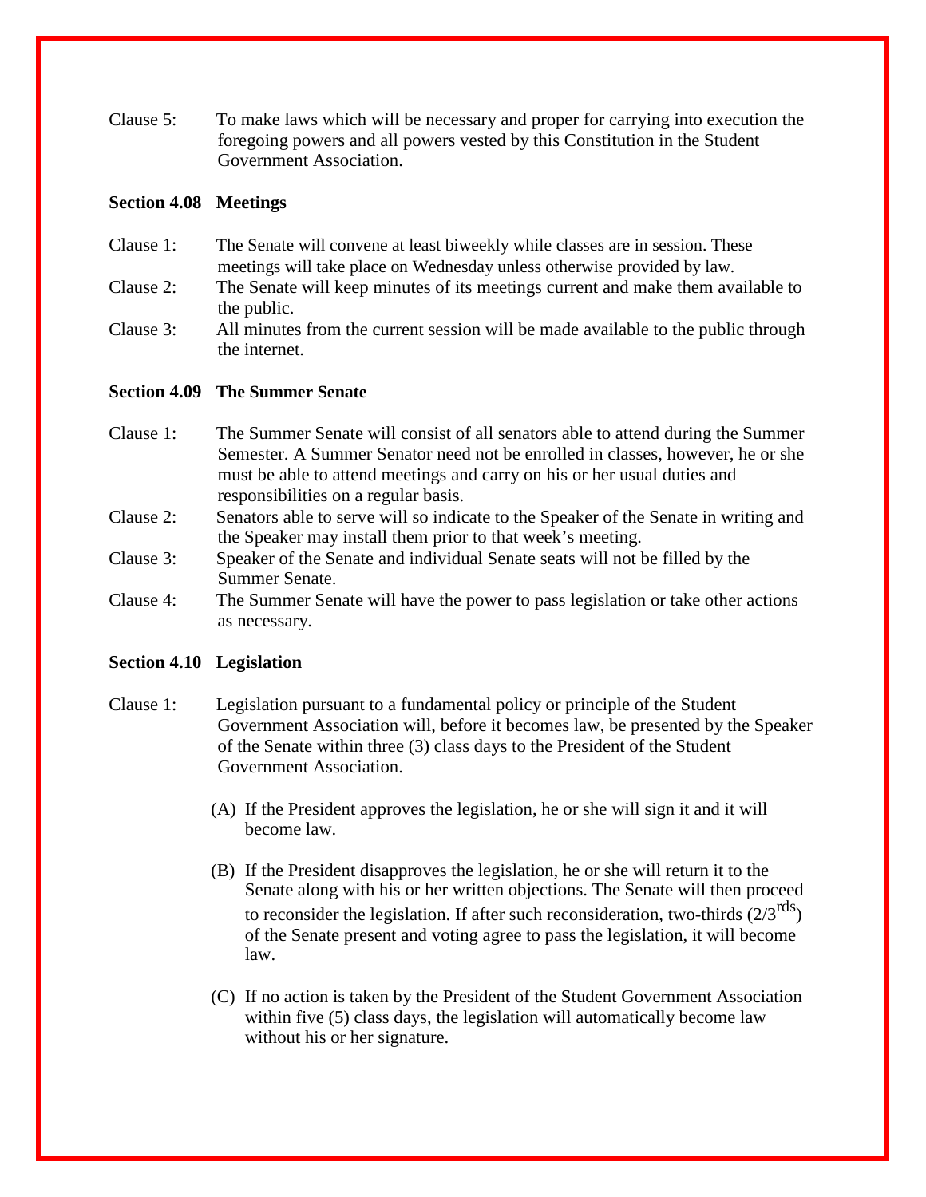Clause 5: To make laws which will be necessary and proper for carrying into execution the foregoing powers and all powers vested by this Constitution in the Student Government Association.

**Section 4.08 Meetings**

Clause 1: The Senate will convene at least biweekly while classes are in session. These meetings will take place on Wednesday unless otherwise provided by law.

Clause 2: The Senate will keep minutes of its meetings current and make them available to the public.

Clause 3: All minutes from the current session will be made available to the public through the internet.

**Section 4.09 The Summer Senate**

Clause 1: The Summer Senate will consist of all senators able to attend during the Summer Semester. A Summer Senator need not be enrolled in classes, however, he or she must be able to attend meetings and carry on his or her usual duties and responsibilities on a regular basis.

Clause 2: Senators able to serve will so indicate to the Speaker of the Senate in writing and the Speaker may install them prior to that week's meeting.

Clause 3: Speaker of the Senate and individual Senate seats will not be filled by the Summer Senate.

Clause 4: The Summer Senate will have the power to pass legislation or take other actions as necessary.

**Section 4.10 Legislation**

Clause 1: Legislation pursuant to a fundamental policy or principle of the Student Government Association will, before it becomes law, be presented by the Speaker of the Senate within three (3) class days to the President of the Student Government Association.

(A) If the President approves the legislation, he or she will sign it and it will become law.

(B) If the President disapproves the legislation, he or she will return it to the Senate along with his or her written objections. The Senate will then proceed to reconsider the legislation. If after such reconsideration, two-thirds (2/3rds) of the Senate present and voting agree to pass the legislation, it will become law.

(C) If no action is taken by the President of the Student Government Association within five (5) class days, the legislation will automatically become law without his or her signature.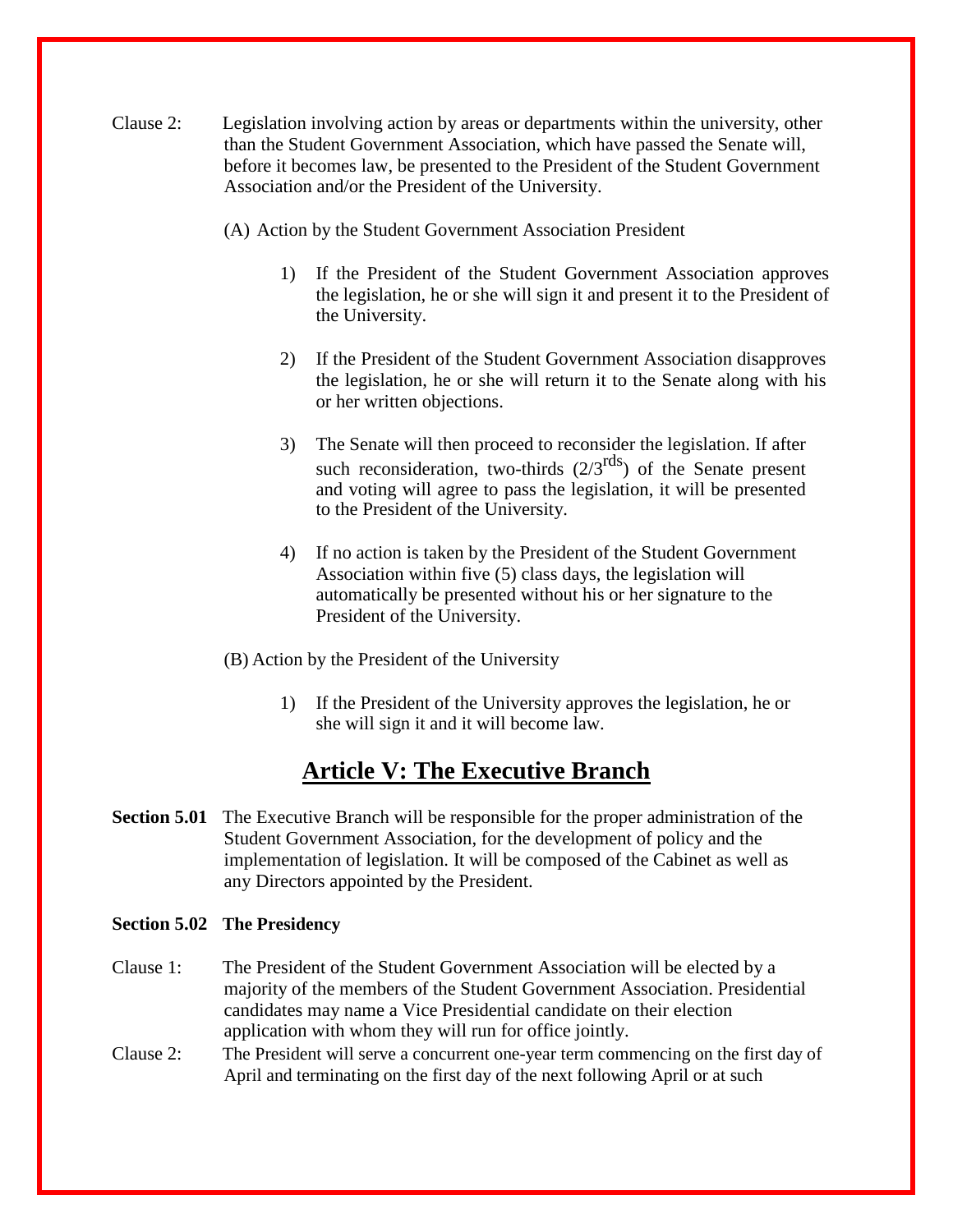Clause 2: Legislation involving action by areas or departments within the university, other than the Student Government Association, which have passed the Senate will, before it becomes law, be presented to the President of the Student Government Association and/or the President of the University.

(A) Action by the Student Government Association President

1) If the President of the Student Government Association approves the legislation, he or she will sign it and present it to the President of the University.

2) If the President of the Student Government Association disapproves the legislation, he or she will return it to the Senate along with his or her written objections.

3) The Senate will then proceed to reconsider the legislation. If after such reconsideration, two-thirds (2/3rds) of the Senate present and voting will agree to pass the legislation, it will be presented to the President of the University.

4) If no action is taken by the President of the Student Government Association within five (5) class days, the legislation will automatically be presented without his or her signature to the President of the University.

(B) Action by the President of the University

1) If the President of the University approves the legislation, he or she will sign it and it will become law.

## Article V: The Executive Branch

**Section 5.01** The Executive Branch will be responsible for the proper administration of the Student Government Association, for the development of policy and the implementation of legislation. It will be composed of the Cabinet as well as any Directors appointed by the President.

**Section 5.02 The Presidency**

Clause 1: The President of the Student Government Association will be elected by a majority of the members of the Student Government Association. Presidential candidates may name a Vice Presidential candidate on their election application with whom they will run for office jointly.

Clause 2: The President will serve a concurrent one-year term commencing on the first day of April and terminating on the first day of the next following April or at such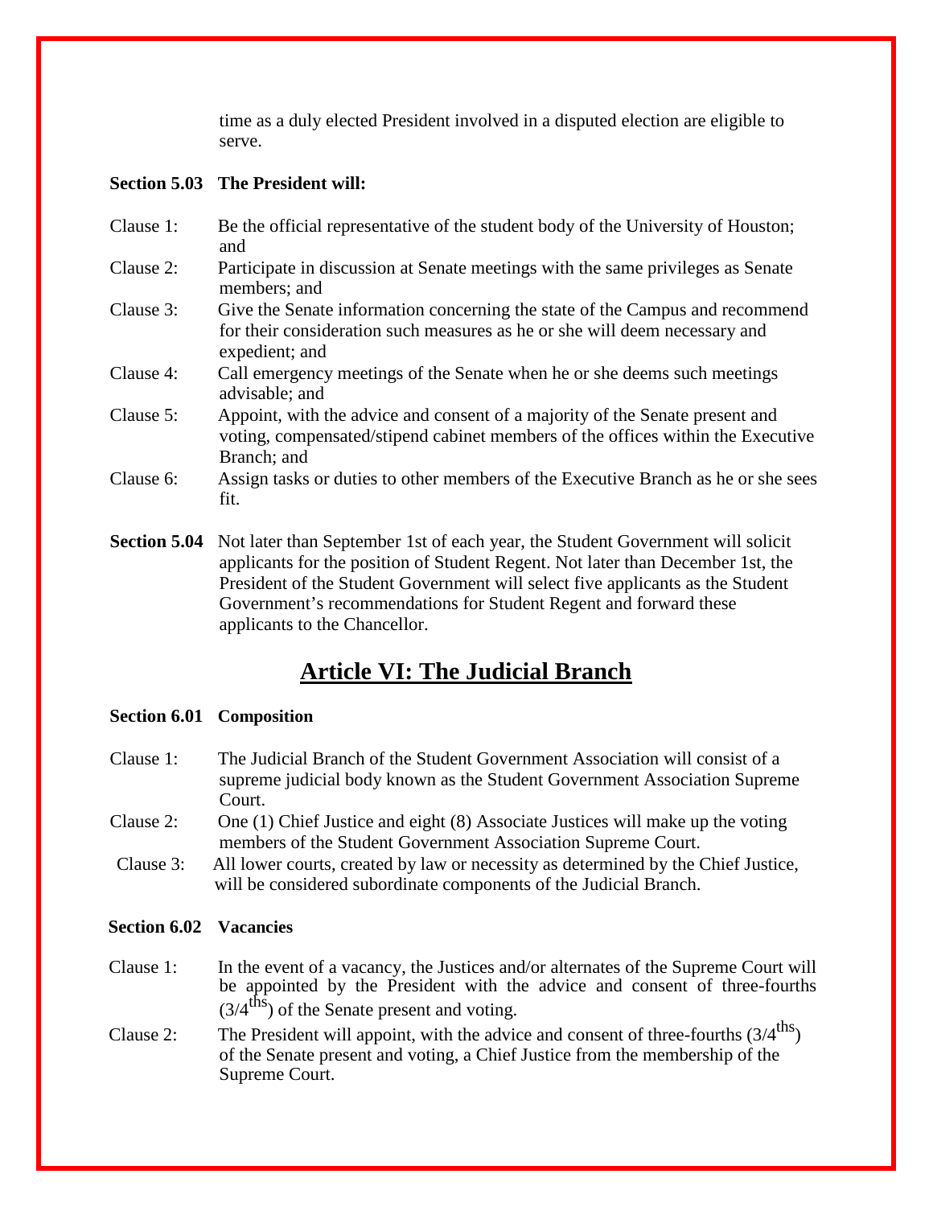time as a duly elected President involved in a disputed election are eligible to serve.

**Section 5.03 The President will:**

Clause 1: Be the official representative of the student body of the University of Houston; and

Clause 2: Participate in discussion at Senate meetings with the same privileges as Senate members; and

Clause 3: Give the Senate information concerning the state of the Campus and recommend for their consideration such measures as he or she will deem necessary and expedient; and

Clause 4: Call emergency meetings of the Senate when he or she deems such meetings advisable; and

Clause 5: Appoint, with the advice and consent of a majority of the Senate present and voting, compensated/stipend cabinet members of the offices within the Executive Branch; and

Clause 6: Assign tasks or duties to other members of the Executive Branch as he or she sees fit.

**Section 5.04** Not later than September 1st of each year, the Student Government will solicit applicants for the position of Student Regent. Not later than December 1st, the President of the Student Government will select five applicants as the Student Government's recommendations for Student Regent and forward these applicants to the Chancellor.

# Article VI: The Judicial Branch

**Section 6.01 Composition**

Clause 1: The Judicial Branch of the Student Government Association will consist of a supreme judicial body known as the Student Government Association Supreme Court.

Clause 2: One (1) Chief Justice and eight (8) Associate Justices will make up the voting members of the Student Government Association Supreme Court.

Clause 3: All lower courts, created by law or necessity as determined by the Chief Justice, will be considered subordinate components of the Judicial Branch.

**Section 6.02 Vacancies**

Clause 1: In the event of a vacancy, the Justices and/or alternates of the Supreme Court will be appointed by the President with the advice and consent of three-fourths ($3/4^{ths}$) of the Senate present and voting.

Clause 2: The President will appoint, with the advice and consent of three-fourths ($3/4^{ths}$) of the Senate present and voting, a Chief Justice from the membership of the Supreme Court.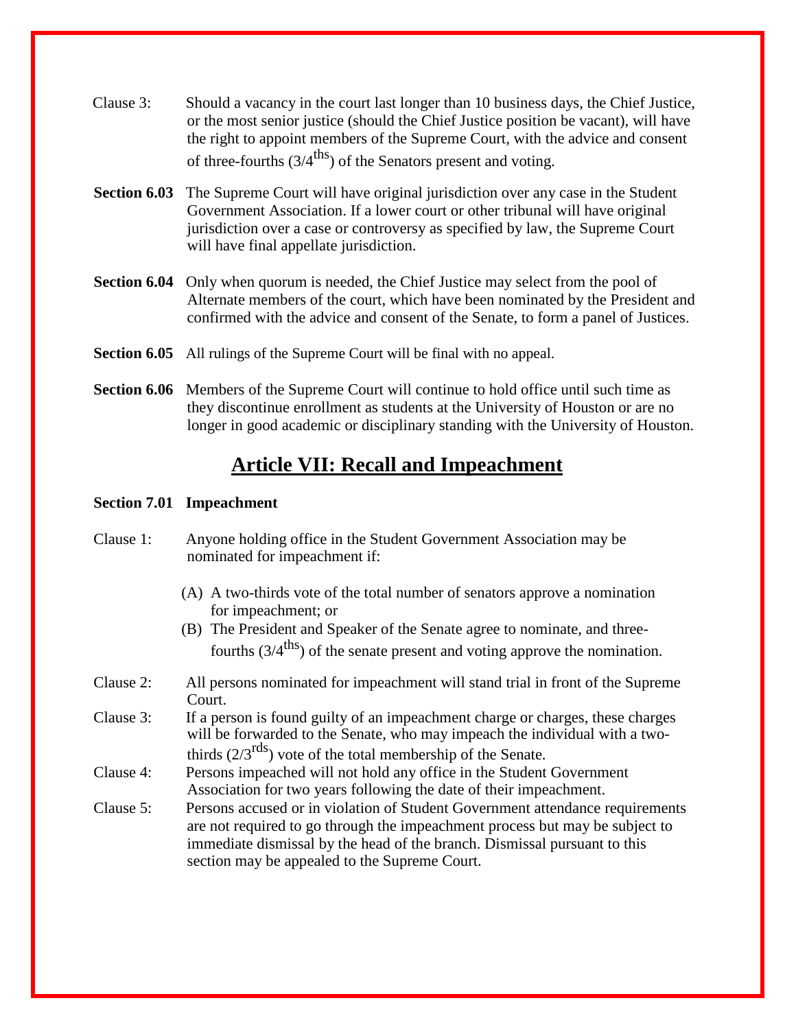Clause 3: Should a vacancy in the court last longer than 10 business days, the Chief Justice, or the most senior justice (should the Chief Justice position be vacant), will have the right to appoint members of the Supreme Court, with the advice and consent of three-fourths (3/4$^{ths}$) of the Senators present and voting.

**Section 6.03** The Supreme Court will have original jurisdiction over any case in the Student Government Association. If a lower court or other tribunal will have original jurisdiction over a case or controversy as specified by law, the Supreme Court will have final appellate jurisdiction.

**Section 6.04** Only when quorum is needed, the Chief Justice may select from the pool of Alternate members of the court, which have been nominated by the President and confirmed with the advice and consent of the Senate, to form a panel of Justices.

**Section 6.05** All rulings of the Supreme Court will be final with no appeal.

**Section 6.06** Members of the Supreme Court will continue to hold office until such time as they discontinue enrollment as students at the University of Houston or are no longer in good academic or disciplinary standing with the University of Houston.

## Article VII: Recall and Impeachment

**Section 7.01 Impeachment**

Clause 1: Anyone holding office in the Student Government Association may be nominated for impeachment if:

(A) A two-thirds vote of the total number of senators approve a nomination for impeachment; or

(B) The President and Speaker of the Senate agree to nominate, and three-fourths (3/4$^{ths}$) of the senate present and voting approve the nomination.

Clause 2: All persons nominated for impeachment will stand trial in front of the Supreme Court.

Clause 3: If a person is found guilty of an impeachment charge or charges, these charges will be forwarded to the Senate, who may impeach the individual with a two-thirds (2/3$^{rds}$) vote of the total membership of the Senate.

Clause 4: Persons impeached will not hold any office in the Student Government Association for two years following the date of their impeachment.

Clause 5: Persons accused or in violation of Student Government attendance requirements are not required to go through the impeachment process but may be subject to immediate dismissal by the head of the branch. Dismissal pursuant to this section may be appealed to the Supreme Court.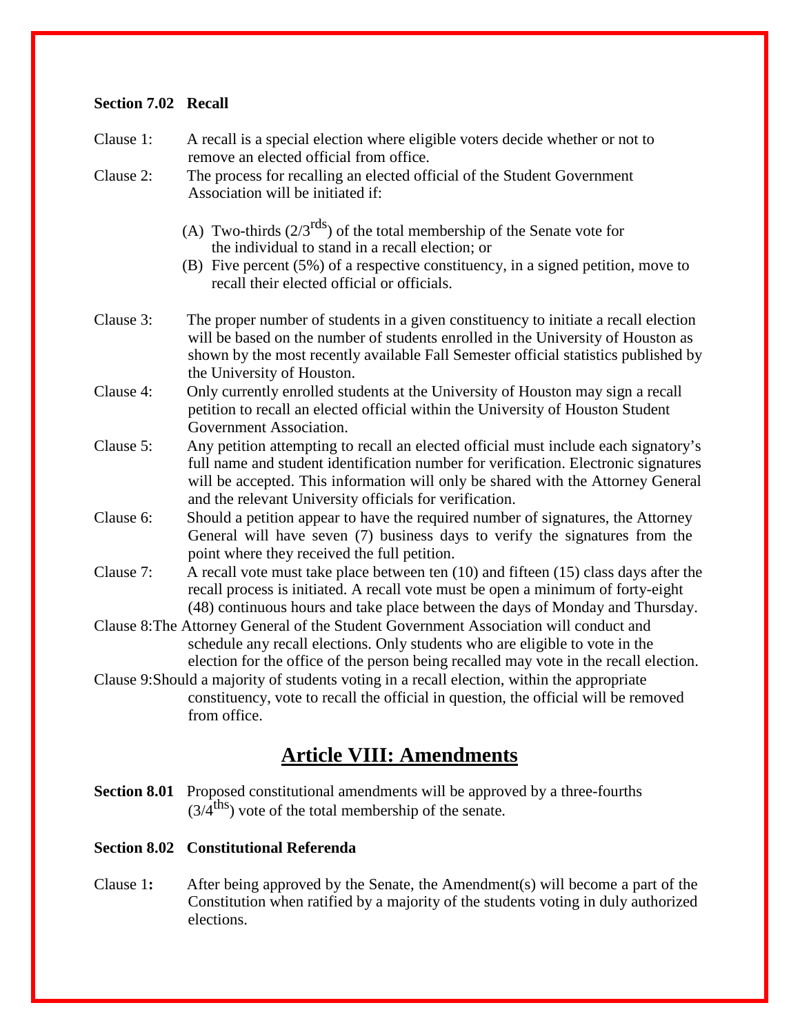**Section 7.02 Recall**

Clause 1: A recall is a special election where eligible voters decide whether or not to remove an elected official from office.

Clause 2: The process for recalling an elected official of the Student Government Association will be initiated if:

(A) Two-thirds ($2/3^{rds}$) of the total membership of the Senate vote for the individual to stand in a recall election; or

(B) Five percent (5%) of a respective constituency, in a signed petition, move to recall their elected official or officials.

Clause 3: The proper number of students in a given constituency to initiate a recall election will be based on the number of students enrolled in the University of Houston as shown by the most recently available Fall Semester official statistics published by the University of Houston.

Clause 4: Only currently enrolled students at the University of Houston may sign a recall petition to recall an elected official within the University of Houston Student Government Association.

Clause 5: Any petition attempting to recall an elected official must include each signatory's full name and student identification number for verification. Electronic signatures will be accepted. This information will only be shared with the Attorney General and the relevant University officials for verification.

Clause 6: Should a petition appear to have the required number of signatures, the Attorney General will have seven (7) business days to verify the signatures from the point where they received the full petition.

Clause 7: A recall vote must take place between ten (10) and fifteen (15) class days after the recall process is initiated. A recall vote must be open a minimum of forty-eight (48) continuous hours and take place between the days of Monday and Thursday.

Clause 8: The Attorney General of the Student Government Association will conduct and schedule any recall elections. Only students who are eligible to vote in the election for the office of the person being recalled may vote in the recall election.

Clause 9: Should a majority of students voting in a recall election, within the appropriate constituency, vote to recall the official in question, the official will be removed from office.

## Article VIII: Amendments

**Section 8.01** Proposed constitutional amendments will be approved by a three-fourths ($3/4^{ths}$) vote of the total membership of the senate.

**Section 8.02 Constitutional Referenda**

Clause 1**:** After being approved by the Senate, the Amendment(s) will become a part of the Constitution when ratified by a majority of the students voting in duly authorized elections.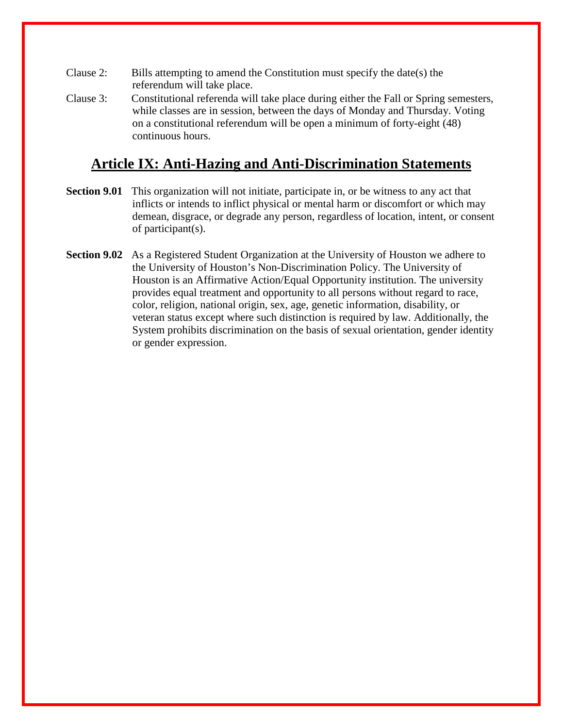Clause 2: Bills attempting to amend the Constitution must specify the date(s) the referendum will take place.

Clause 3: Constitutional referenda will take place during either the Fall or Spring semesters, while classes are in session, between the days of Monday and Thursday. Voting on a constitutional referendum will be open a minimum of forty-eight (48) continuous hours.

## Article IX: Anti-Hazing and Anti-Discrimination Statements

**Section 9.01** This organization will not initiate, participate in, or be witness to any act that inflicts or intends to inflict physical or mental harm or discomfort or which may demean, disgrace, or degrade any person, regardless of location, intent, or consent of participant(s).

**Section 9.02** As a Registered Student Organization at the University of Houston we adhere to the University of Houston's Non-Discrimination Policy. The University of Houston is an Affirmative Action/Equal Opportunity institution. The university provides equal treatment and opportunity to all persons without regard to race, color, religion, national origin, sex, age, genetic information, disability, or veteran status except where such distinction is required by law. Additionally, the System prohibits discrimination on the basis of sexual orientation, gender identity or gender expression.